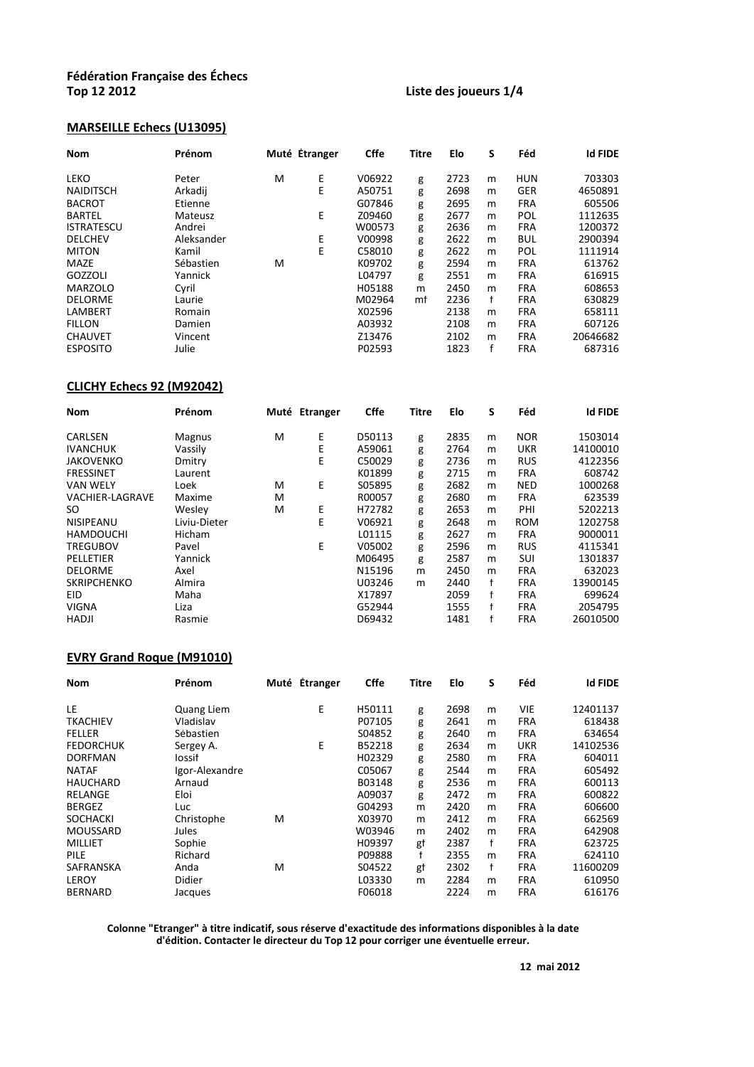**Fédération Française des Échecs**
**Top 12 2012**

**Liste des joueurs 1/4**

## MARSEILLE Echecs (U13095)

| Nom | Prénom | Muté | Étranger | Cffe | Titre | Elo | S | Féd | Id FIDE |
|---|---|---|---|---|---|---|---|---|---|
| LEKO | Peter | M | E | V06922 | g | 2723 | m | HUN | 703303 |
| NAIDITSCH | Arkadij | | E | A50751 | g | 2698 | m | GER | 4650891 |
| BACROT | Etienne | | | G07846 | g | 2695 | m | FRA | 605506 |
| BARTEL | Mateusz | | E | Z09460 | g | 2677 | m | POL | 1112635 |
| ISTRATESCU | Andrei | | | W00573 | g | 2636 | m | FRA | 1200372 |
| DELCHEV | Aleksander | | E | V00998 | g | 2622 | m | BUL | 2900394 |
| MITON | Kamil | | E | C58010 | g | 2622 | m | POL | 1111914 |
| MAZE | Sébastien | M | | K09702 | g | 2594 | m | FRA | 613762 |
| GOZZOLI | Yannick | | | L04797 | g | 2551 | m | FRA | 616915 |
| MARZOLO | Cyril | | | H05188 | m | 2450 | m | FRA | 608653 |
| DELORME | Laurie | | | M02964 | mf | 2236 | f | FRA | 630829 |
| LAMBERT | Romain | | | X02596 | | 2138 | m | FRA | 658111 |
| FILLON | Damien | | | A03932 | | 2108 | m | FRA | 607126 |
| CHAUVET | Vincent | | | Z13476 | | 2102 | m | FRA | 20646682 |
| ESPOSITO | Julie | | | P02593 | | 1823 | f | FRA | 687316 |

## CLICHY Echecs 92 (M92042)

| Nom | Prénom | Muté | Etranger | Cffe | Titre | Elo | S | Féd | Id FIDE |
|---|---|---|---|---|---|---|---|---|---|
| CARLSEN | Magnus | M | E | D50113 | g | 2835 | m | NOR | 1503014 |
| IVANCHUK | Vassily | | E | A59061 | g | 2764 | m | UKR | 14100010 |
| JAKOVENKO | Dmitry | | E | C50029 | g | 2736 | m | RUS | 4122356 |
| FRESSINET | Laurent | | | K01899 | g | 2715 | m | FRA | 608742 |
| VAN WELY | Loek | M | E | S05895 | g | 2682 | m | NED | 1000268 |
| VACHIER-LAGRAVE | Maxime | M | | R00057 | g | 2680 | m | FRA | 623539 |
| SO | Wesley | M | E | H72782 | g | 2653 | m | PHI | 5202213 |
| NISIPEANU | Liviu-Dieter | | E | V06921 | g | 2648 | m | ROM | 1202758 |
| HAMDOUCHI | Hicham | | | L01115 | g | 2627 | m | FRA | 9000011 |
| TREGUBOV | Pavel | | E | V05002 | g | 2596 | m | RUS | 4115341 |
| PELLETIER | Yannick | | | M06495 | g | 2587 | m | SUI | 1301837 |
| DELORME | Axel | | | N15196 | m | 2450 | m | FRA | 632023 |
| SKRIPCHENKO | Almira | | | U03246 | m | 2440 | f | FRA | 13900145 |
| EID | Maha | | | X17897 | | 2059 | f | FRA | 699624 |
| VIGNA | Liza | | | G52944 | | 1555 | f | FRA | 2054795 |
| HADJI | Rasmie | | | D69432 | | 1481 | f | FRA | 26010500 |

## EVRY Grand Roque (M91010)

| Nom | Prénom | Muté | Étranger | Cffe | Titre | Elo | S | Féd | Id FIDE |
|---|---|---|---|---|---|---|---|---|---|
| LE | Quang Liem | | E | H50111 | g | 2698 | m | VIE | 12401137 |
| TKACHIEV | Vladislav | | | P07105 | g | 2641 | m | FRA | 618438 |
| FELLER | Sébastien | | | S04852 | g | 2640 | m | FRA | 634654 |
| FEDORCHUK | Sergey A. | | E | B52218 | g | 2634 | m | UKR | 14102536 |
| DORFMAN | Iossif | | | H02329 | g | 2580 | m | FRA | 604011 |
| NATAF | Igor-Alexandre | | | C05067 | g | 2544 | m | FRA | 605492 |
| HAUCHARD | Arnaud | | | B03148 | g | 2536 | m | FRA | 600113 |
| RELANGE | Eloi | | | A09037 | g | 2472 | m | FRA | 600822 |
| BERGEZ | Luc | | | G04293 | m | 2420 | m | FRA | 606600 |
| SOCHACKI | Christophe | M | | X03970 | m | 2412 | m | FRA | 662569 |
| MOUSSARD | Jules | | | W03946 | m | 2402 | m | FRA | 642908 |
| MILLIET | Sophie | | | H09397 | gf | 2387 | f | FRA | 623725 |
| PILE | Richard | | | P09888 | f | 2355 | m | FRA | 624110 |
| SAFRANSKA | Anda | M | | S04522 | gf | 2302 | f | FRA | 11600209 |
| LEROY | Didier | | | L03330 | m | 2284 | m | FRA | 610950 |
| BERNARD | Jacques | | | F06018 | | 2224 | m | FRA | 616176 |

**Colonne "Etranger" à titre indicatif, sous réserve d'exactitude des informations disponibles à la date d'édition. Contacter le directeur du Top 12 pour corriger une éventuelle erreur.**

**12 mai 2012**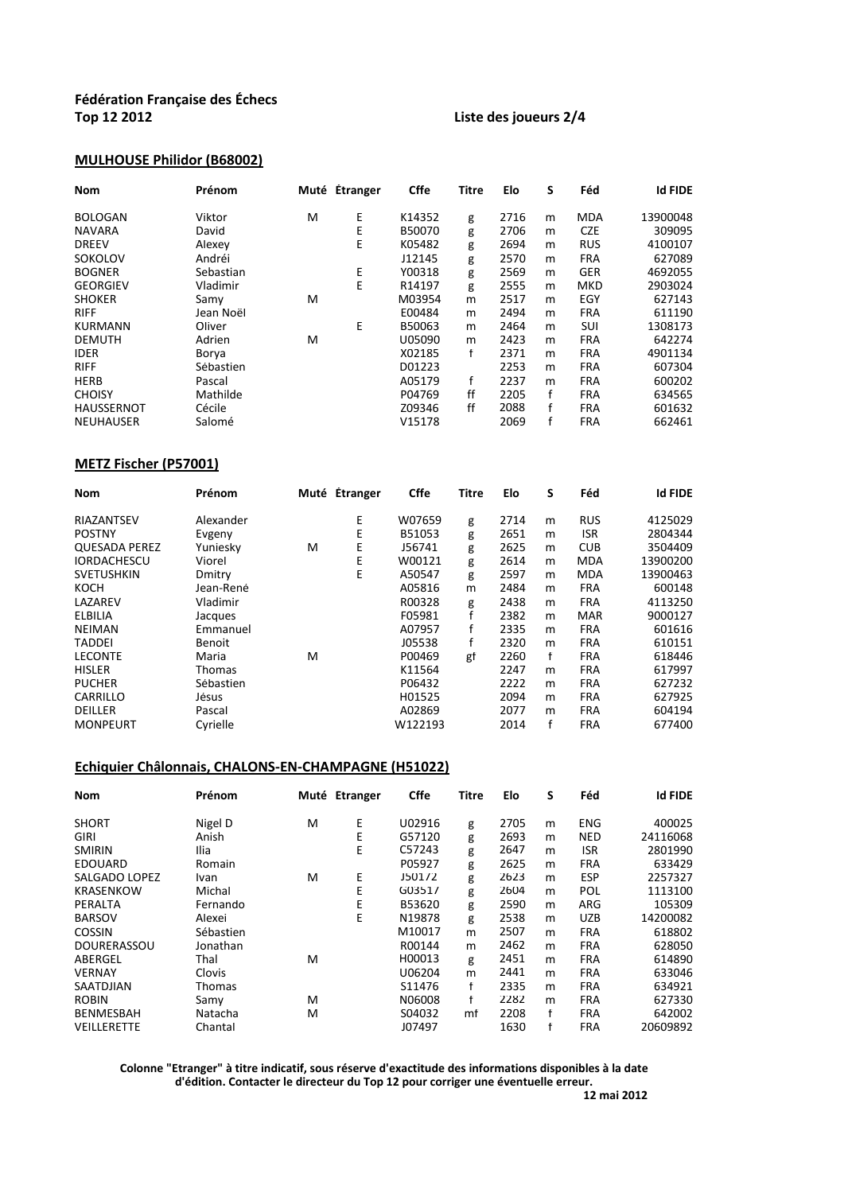**Fédération Française des Échecs**
**Top 12 2012** **Liste des joueurs 2/4**

## MULHOUSE Philidor (B68002)

| Nom | Prénom | Muté | Étranger | Cffe | Titre | Elo | S | Féd | Id FIDE |
|---|---|---|---|---|---|---|---|---|---|
| BOLOGAN | Viktor | M | E | K14352 | g | 2716 | m | MDA | 13900048 |
| NAVARA | David | | E | B50070 | g | 2706 | m | CZE | 309095 |
| DREEV | Alexey | | E | K05482 | g | 2694 | m | RUS | 4100107 |
| SOKOLOV | Andréi | | | J12145 | g | 2570 | m | FRA | 627089 |
| BOGNER | Sebastian | | E | Y00318 | g | 2569 | m | GER | 4692055 |
| GEORGIEV | Vladimir | | E | R14197 | g | 2555 | m | MKD | 2903024 |
| SHOKER | Samy | M | | M03954 | m | 2517 | m | EGY | 627143 |
| RIFF | Jean Noël | | | E00484 | m | 2494 | m | FRA | 611190 |
| KURMANN | Oliver | | E | B50063 | m | 2464 | m | SUI | 1308173 |
| DEMUTH | Adrien | M | | U05090 | m | 2423 | m | FRA | 642274 |
| IDER | Borya | | | X02185 | f | 2371 | m | FRA | 4901134 |
| RIFF | Sébastien | | | D01223 | | 2253 | m | FRA | 607304 |
| HERB | Pascal | | | A05179 | f | 2237 | m | FRA | 600202 |
| CHOISY | Mathilde | | | P04769 | ff | 2205 | f | FRA | 634565 |
| HAUSSERNOT | Cécile | | | Z09346 | ff | 2088 | f | FRA | 601632 |
| NEUHAUSER | Salomé | | | V15178 | | 2069 | f | FRA | 662461 |

## METZ Fischer (P57001)

| Nom | Prénom | Muté | Étranger | Cffe | Titre | Elo | S | Féd | Id FIDE |
|---|---|---|---|---|---|---|---|---|---|
| RIAZANTSEV | Alexander | | E | W07659 | g | 2714 | m | RUS | 4125029 |
| POSTNY | Evgeny | | E | B51053 | g | 2651 | m | ISR | 2804344 |
| QUESADA PEREZ | Yuniesky | M | E | J56741 | g | 2625 | m | CUB | 3504409 |
| IORDACHESCU | Viorel | | E | W00121 | g | 2614 | m | MDA | 13900200 |
| SVETUSHKIN | Dmitry | | E | A50547 | g | 2597 | m | MDA | 13900463 |
| KOCH | Jean-René | | | A05816 | m | 2484 | m | FRA | 600148 |
| LAZAREV | Vladimir | | | R00328 | g | 2438 | m | FRA | 4113250 |
| ELBILIA | Jacques | | | F05981 | f | 2382 | m | MAR | 9000127 |
| NEIMAN | Emmanuel | | | A07957 | f | 2335 | m | FRA | 601616 |
| TADDEI | Benoit | | | J05538 | f | 2320 | m | FRA | 610151 |
| LECONTE | Maria | M | | P00469 | gf | 2260 | f | FRA | 618446 |
| HISLER | Thomas | | | K11564 | | 2247 | m | FRA | 617997 |
| PUCHER | Sébastien | | | P06432 | | 2222 | m | FRA | 627232 |
| CARRILLO | Jésus | | | H01525 | | 2094 | m | FRA | 627925 |
| DEILLER | Pascal | | | A02869 | | 2077 | m | FRA | 604194 |
| MONPEURT | Cyrielle | | | W122193 | | 2014 | f | FRA | 677400 |

## Echiquier Châlonnais, CHALONS-EN-CHAMPAGNE (H51022)

| Nom | Prénom | Muté | Etranger | Cffe | Titre | Elo | S | Féd | Id FIDE |
|---|---|---|---|---|---|---|---|---|---|
| SHORT | Nigel D | M | E | U02916 | g | 2705 | m | ENG | 400025 |
| GIRI | Anish | | E | G57120 | g | 2693 | m | NED | 24116068 |
| SMIRIN | Ilia | | E | C57243 | g | 2647 | m | ISR | 2801990 |
| EDOUARD | Romain | | | P05927 | g | 2625 | m | FRA | 633429 |
| SALGADO LOPEZ | Ivan | M | E | J50172 | g | 2623 | m | ESP | 2257327 |
| KRASENKOW | Michal | | E | G03517 | g | 2604 | m | POL | 1113100 |
| PERALTA | Fernando | | E | B53620 | g | 2590 | m | ARG | 105309 |
| BARSOV | Alexei | | E | N19878 | g | 2538 | m | UZB | 14200082 |
| COSSIN | Sébastien | | | M10017 | m | 2507 | m | FRA | 618802 |
| DOURERASSOU | Jonathan | | | R00144 | m | 2462 | m | FRA | 628050 |
| ABERGEL | Thal | M | | H00013 | g | 2451 | m | FRA | 614890 |
| VERNAY | Clovis | | | U06204 | m | 2441 | m | FRA | 633046 |
| SAATDJIAN | Thomas | | | S11476 | f | 2335 | m | FRA | 634921 |
| ROBIN | Samy | M | | N06008 | f | 2282 | m | FRA | 627330 |
| BENMESBAH | Natacha | M | | S04032 | mf | 2208 | f | FRA | 642002 |
| VEILLERETTE | Chantal | | | J07497 | | 1630 | f | FRA | 20609892 |

**Colonne "Etranger" à titre indicatif, sous réserve d'exactitude des informations disponibles à la date d'édition. Contacter le directeur du Top 12 pour corriger une éventuelle erreur.**

**12 mai 2012**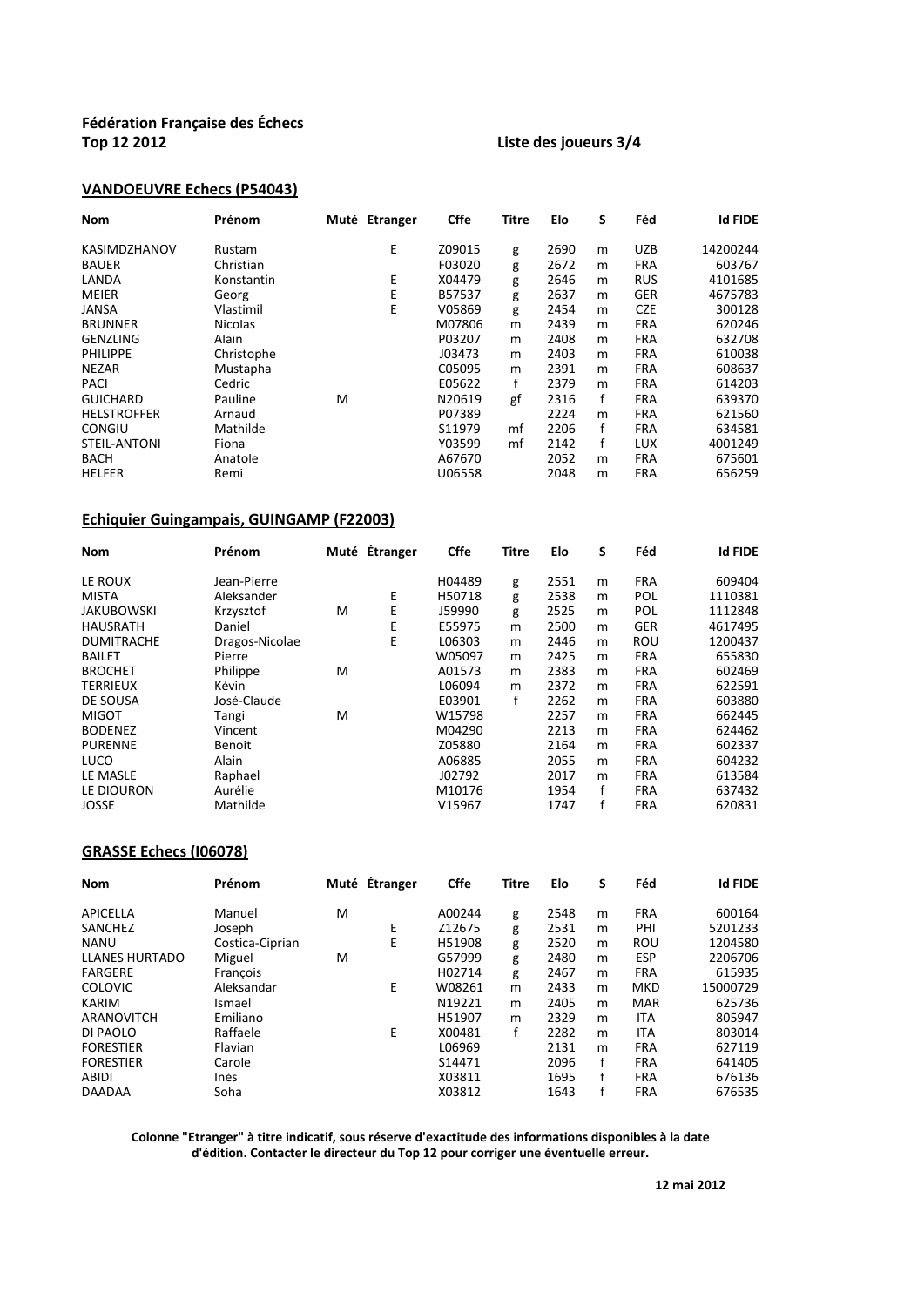**Fédération Française des Échecs**
**Top 12 2012** **Liste des joueurs 3/4**

## VANDOEUVRE Echecs (P54043)

| Nom | Prénom | Muté | Etranger | Cffe | Titre | Elo | S | Féd | Id FIDE |
|---|---|---|---|---|---|---|---|---|---|
| KASIMDZHANOV | Rustam | | E | Z09015 | g | 2690 | m | UZB | 14200244 |
| BAUER | Christian | | | F03020 | g | 2672 | m | FRA | 603767 |
| LANDA | Konstantin | | E | X04479 | g | 2646 | m | RUS | 4101685 |
| MEIER | Georg | | E | B57537 | g | 2637 | m | GER | 4675783 |
| JANSA | Vlastimil | | E | V05869 | g | 2454 | m | CZE | 300128 |
| BRUNNER | Nicolas | | | M07806 | m | 2439 | m | FRA | 620246 |
| GENZLING | Alain | | | P03207 | m | 2408 | m | FRA | 632708 |
| PHILIPPE | Christophe | | | J03473 | m | 2403 | m | FRA | 610038 |
| NEZAR | Mustapha | | | C05095 | m | 2391 | m | FRA | 608637 |
| PACI | Cedric | | | E05622 | f | 2379 | m | FRA | 614203 |
| GUICHARD | Pauline | M | | N20619 | gf | 2316 | f | FRA | 639370 |
| HELSTROFFER | Arnaud | | | P07389 | | 2224 | m | FRA | 621560 |
| CONGIU | Mathilde | | | S11979 | mf | 2206 | f | FRA | 634581 |
| STEIL-ANTONI | Fiona | | | Y03599 | mf | 2142 | f | LUX | 4001249 |
| BACH | Anatole | | | A67670 | | 2052 | m | FRA | 675601 |
| HELFER | Remi | | | U06558 | | 2048 | m | FRA | 656259 |

## Echiquier Guingampais, GUINGAMP (F22003)

| Nom | Prénom | Muté | Étranger | Cffe | Titre | Elo | S | Féd | Id FIDE |
|---|---|---|---|---|---|---|---|---|---|
| LE ROUX | Jean-Pierre | | | H04489 | g | 2551 | m | FRA | 609404 |
| MISTA | Aleksander | | E | H50718 | g | 2538 | m | POL | 1110381 |
| JAKUBOWSKI | Krzysztof | M | E | J59990 | g | 2525 | m | POL | 1112848 |
| HAUSRATH | Daniel | | E | E55975 | m | 2500 | m | GER | 4617495 |
| DUMITRACHE | Dragos-Nicolae | | E | L06303 | m | 2446 | m | ROU | 1200437 |
| BAILET | Pierre | | | W05097 | m | 2425 | m | FRA | 655830 |
| BROCHET | Philippe | M | | A01573 | m | 2383 | m | FRA | 602469 |
| TERRIEUX | Kévin | | | L06094 | m | 2372 | m | FRA | 622591 |
| DE SOUSA | José-Claude | | | E03901 | f | 2262 | m | FRA | 603880 |
| MIGOT | Tangi | M | | W15798 | | 2257 | m | FRA | 662445 |
| BODENEZ | Vincent | | | M04290 | | 2213 | m | FRA | 624462 |
| PURENNE | Benoit | | | Z05880 | | 2164 | m | FRA | 602337 |
| LUCO | Alain | | | A06885 | | 2055 | m | FRA | 604232 |
| LE MASLE | Raphael | | | J02792 | | 2017 | m | FRA | 613584 |
| LE DIOURON | Aurélie | | | M10176 | | 1954 | f | FRA | 637432 |
| JOSSE | Mathilde | | | V15967 | | 1747 | f | FRA | 620831 |

## GRASSE Echecs (I06078)

| Nom | Prénom | Muté | Étranger | Cffe | Titre | Elo | S | Féd | Id FIDE |
|---|---|---|---|---|---|---|---|---|---|
| APICELLA | Manuel | M | | A00244 | g | 2548 | m | FRA | 600164 |
| SANCHEZ | Joseph | | E | Z12675 | g | 2531 | m | PHI | 5201233 |
| NANU | Costica-Ciprian | | E | H51908 | g | 2520 | m | ROU | 1204580 |
| LLANES HURTADO | Miguel | M | | G57999 | g | 2480 | m | ESP | 2206706 |
| FARGERE | François | | | H02714 | g | 2467 | m | FRA | 615935 |
| COLOVIC | Aleksandar | | E | W08261 | m | 2433 | m | MKD | 15000729 |
| KARIM | Ismael | | | N19221 | m | 2405 | m | MAR | 625736 |
| ARANOVITCH | Emiliano | | | H51907 | m | 2329 | m | ITA | 805947 |
| DI PAOLO | Raffaele | | E | X00481 | f | 2282 | m | ITA | 803014 |
| FORESTIER | Flavian | | | L06969 | | 2131 | m | FRA | 627119 |
| FORESTIER | Carole | | | S14471 | | 2096 | f | FRA | 641405 |
| ABIDI | Inés | | | X03811 | | 1695 | f | FRA | 676136 |
| DAADAA | Soha | | | X03812 | | 1643 | f | FRA | 676535 |

**Colonne "Etranger" à titre indicatif, sous réserve d'exactitude des informations disponibles à la date d'édition. Contacter le directeur du Top 12 pour corriger une éventuelle erreur.**

**12 mai 2012**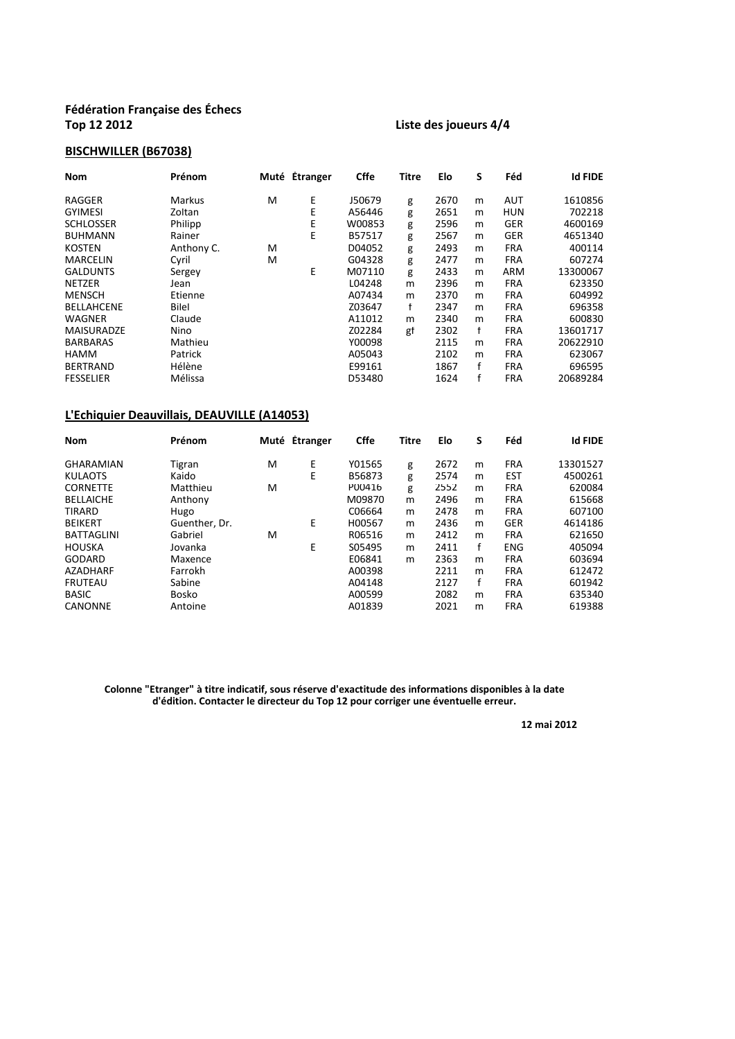**Fédération Française des Échecs**
**Top 12 2012** **Liste des joueurs 4/4**

**BISCHWILLER (B67038)**

| Nom | Prénom | Muté | Étranger | Cffe | Titre | Elo | S | Féd | Id FIDE |
|---|---|---|---|---|---|---|---|---|---|
| RAGGER | Markus | M | E | J50679 | g | 2670 | m | AUT | 1610856 |
| GYIMESI | Zoltan | | E | A56446 | g | 2651 | m | HUN | 702218 |
| SCHLOSSER | Philipp | | E | W00853 | g | 2596 | m | GER | 4600169 |
| BUHMANN | Rainer | | E | B57517 | g | 2567 | m | GER | 4651340 |
| KOSTEN | Anthony C. | M | | D04052 | g | 2493 | m | FRA | 400114 |
| MARCELIN | Cyril | M | | G04328 | g | 2477 | m | FRA | 607274 |
| GALDUNTS | Sergey | | E | M07110 | g | 2433 | m | ARM | 13300067 |
| NETZER | Jean | | | L04248 | m | 2396 | m | FRA | 623350 |
| MENSCH | Etienne | | | A07434 | m | 2370 | m | FRA | 604992 |
| BELLAHCENE | Bilel | | | Z03647 | f | 2347 | m | FRA | 696358 |
| WAGNER | Claude | | | A11012 | m | 2340 | m | FRA | 600830 |
| MAISURADZE | Nino | | | Z02284 | gf | 2302 | f | FRA | 13601717 |
| BARBARAS | Mathieu | | | Y00098 | | 2115 | m | FRA | 20622910 |
| HAMM | Patrick | | | A05043 | | 2102 | m | FRA | 623067 |
| BERTRAND | Hélène | | | E99161 | | 1867 | f | FRA | 696595 |
| FESSELIER | Mélissa | | | D53480 | | 1624 | f | FRA | 20689284 |

**L'Echiquier Deauvillais, DEAUVILLE (A14053)**

| Nom | Prénom | Muté | Étranger | Cffe | Titre | Elo | S | Féd | Id FIDE |
|---|---|---|---|---|---|---|---|---|---|
| GHARAMIAN | Tigran | M | E | Y01565 | g | 2672 | m | FRA | 13301527 |
| KULAOTS | Kaido | | E | B56873 | g | 2574 | m | EST | 4500261 |
| CORNETTE | Matthieu | M | | P00416 | g | 2552 | m | FRA | 620084 |
| BELLAICHE | Anthony | | | M09870 | m | 2496 | m | FRA | 615668 |
| TIRARD | Hugo | | | C06664 | m | 2478 | m | FRA | 607100 |
| BEIKERT | Guenther, Dr. | | E | H00567 | m | 2436 | m | GER | 4614186 |
| BATTAGLINI | Gabriel | M | | R06516 | m | 2412 | m | FRA | 621650 |
| HOUSKA | Jovanka | | E | S05495 | m | 2411 | f | ENG | 405094 |
| GODARD | Maxence | | | E06841 | m | 2363 | m | FRA | 603694 |
| AZADHARF | Farrokh | | | A00398 | | 2211 | m | FRA | 612472 |
| FRUTEAU | Sabine | | | A04148 | | 2127 | f | FRA | 601942 |
| BASIC | Bosko | | | A00599 | | 2082 | m | FRA | 635340 |
| CANONNE | Antoine | | | A01839 | | 2021 | m | FRA | 619388 |

**Colonne "Etranger" à titre indicatif, sous réserve d'exactitude des informations disponibles à la date d'édition. Contacter le directeur du Top 12 pour corriger une éventuelle erreur.**

**12 mai 2012**